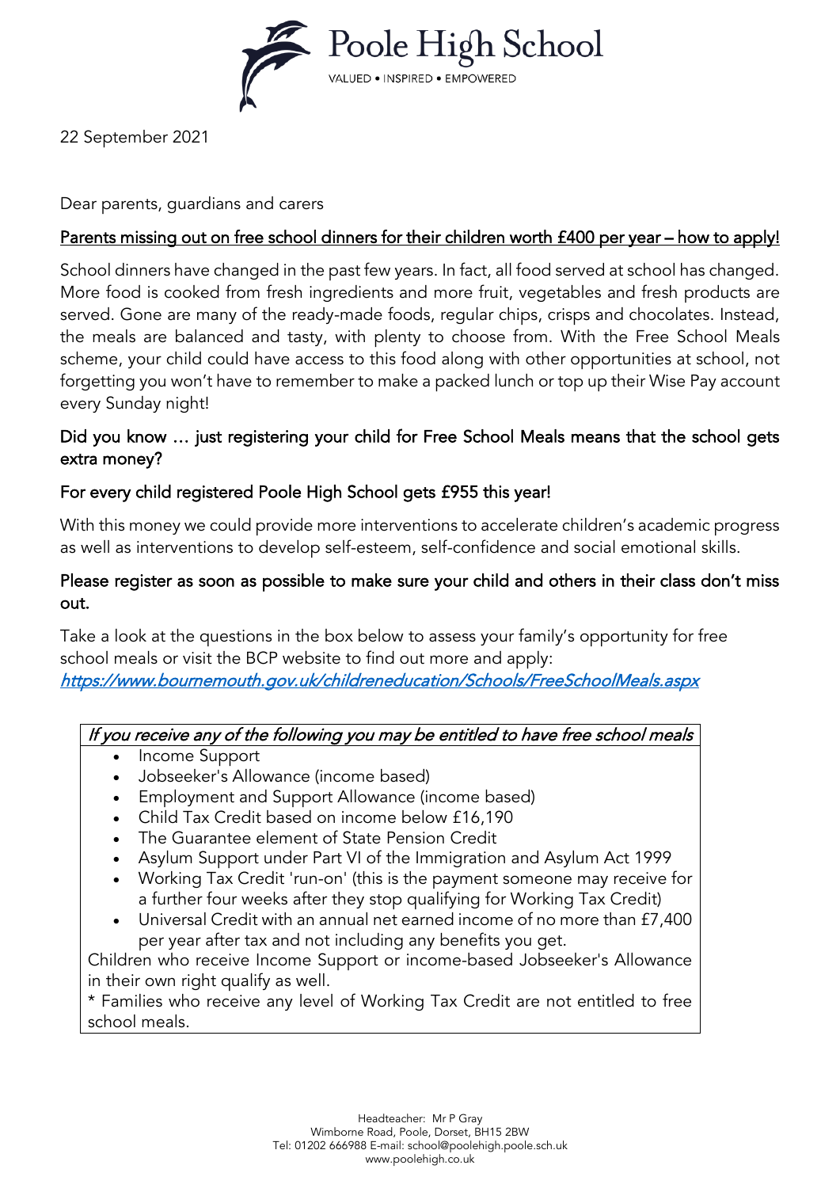Poole High School

VALUED • INSPIRED • EMPOWERED

22 September 2021

Dear parents, guardians and carers

**Parents missing out on free school dinners for their children worth £400 per year – how to apply!**

School dinners have changed in the past few years. In fact, all food served at school has changed. More food is cooked from fresh ingredients and more fruit, vegetables and fresh products are served. Gone are many of the ready-made foods, regular chips, crisps and chocolates. Instead, the meals are balanced and tasty, with plenty to choose from. With the Free School Meals scheme, your child could have access to this food along with other opportunities at school, not forgetting you won't have to remember to make a packed lunch or top up their Wise Pay account every Sunday night!

**Did you know … just registering your child for Free School Meals means that the school gets extra money?**

**For every child registered Poole High School gets £955 this year!**

With this money we could provide more interventions to accelerate children's academic progress as well as interventions to develop self-esteem, self-confidence and social emotional skills.

**Please register as soon as possible to make sure your child and others in their class don't miss out.**

Take a look at the questions in the box below to assess your family's opportunity for free school meals or visit the BCP website to find out more and apply:
*https://www.bournemouth.gov.uk/childreneducation/Schools/FreeSchoolMeals.aspx*

*If you receive any of the following you may be entitled to have free school meals*

- Income Support
- Jobseeker's Allowance (income based)
- Employment and Support Allowance (income based)
- Child Tax Credit based on income below £16,190
- The Guarantee element of State Pension Credit
- Asylum Support under Part VI of the Immigration and Asylum Act 1999
- Working Tax Credit 'run-on' (this is the payment someone may receive for a further four weeks after they stop qualifying for Working Tax Credit)
- Universal Credit with an annual net earned income of no more than £7,400 per year after tax and not including any benefits you get.

Children who receive Income Support or income-based Jobseeker's Allowance in their own right qualify as well.

* Families who receive any level of Working Tax Credit are not entitled to free school meals.

Headteacher: Mr P Gray
Wimborne Road, Poole, Dorset, BH15 2BW
Tel: 01202 666988 E-mail: school@poolehigh.poole.sch.uk
www.poolehigh.co.uk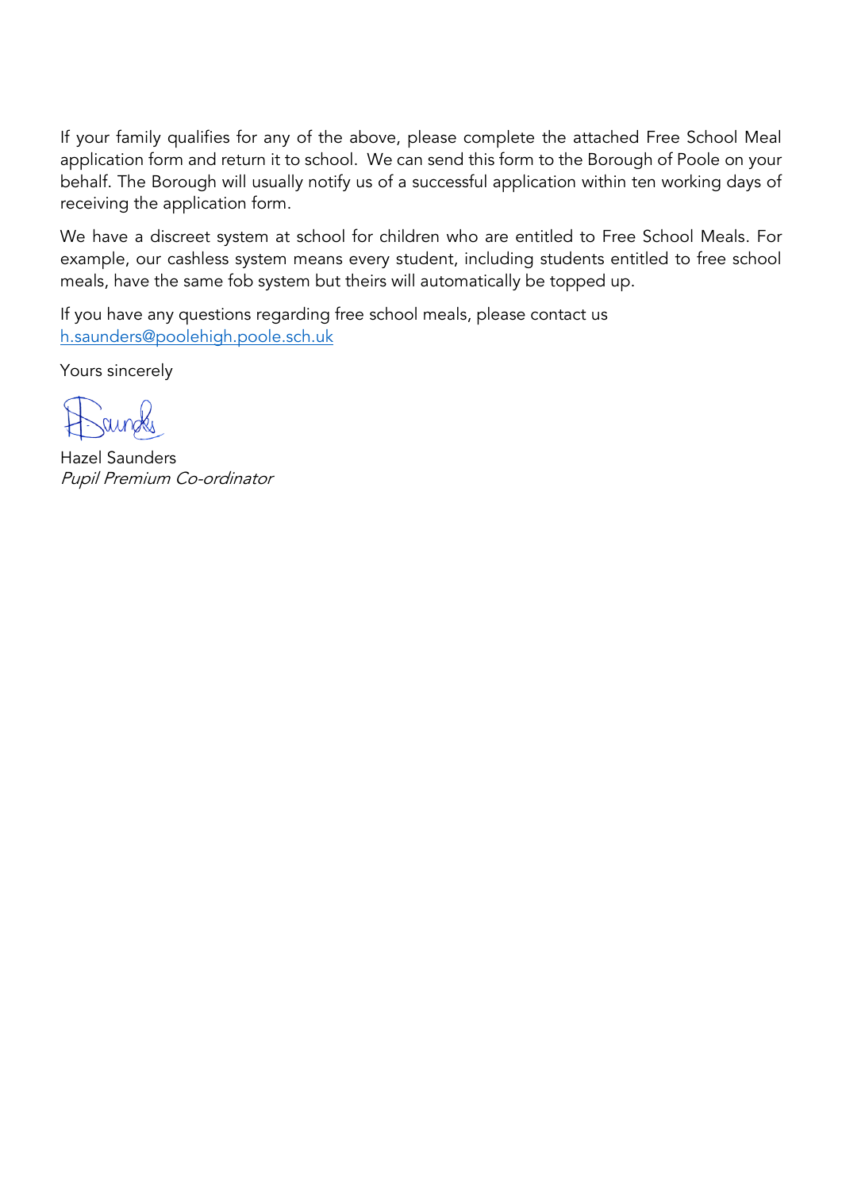If your family qualifies for any of the above, please complete the attached Free School Meal application form and return it to school. We can send this form to the Borough of Poole on your behalf. The Borough will usually notify us of a successful application within ten working days of receiving the application form.

We have a discreet system at school for children who are entitled to Free School Meals. For example, our cashless system means every student, including students entitled to free school meals, have the same fob system but theirs will automatically be topped up.

If you have any questions regarding free school meals, please contact us
[h.saunders@poolehigh.poole.sch.uk](mailto:h.saunders@poolehigh.poole.sch.uk)

Yours sincerely

Hazel Saunders
*Pupil Premium Co-ordinator*